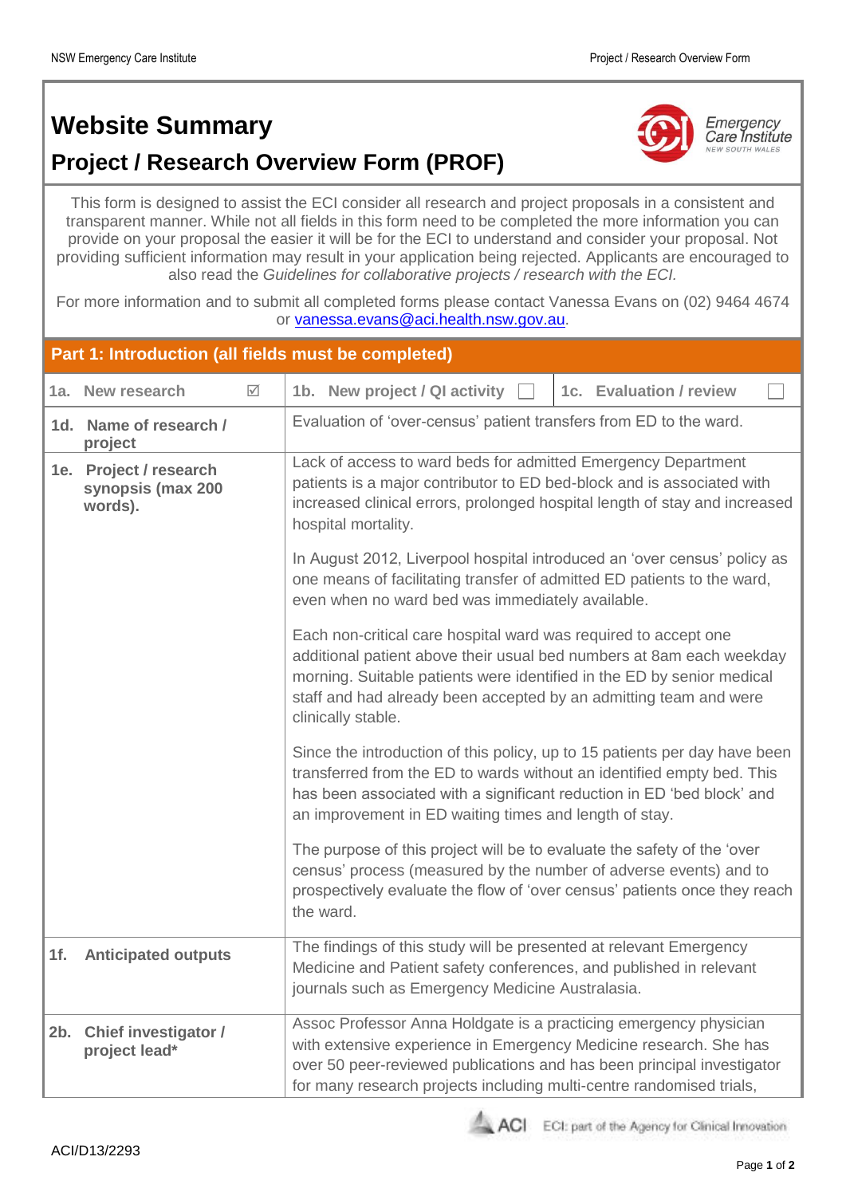# Website Summary

## Project / Research Overview Form (PROF)

This form is designed to assist the ECI consider all research and project proposals in a consistent and transparent manner. While not all fields in this form need to be completed the more information you can provide on your proposal the easier it will be for the ECI to understand and consider your proposal. Not providing sufficient information may result in your application being rejected. Applicants are encouraged to also read the *Guidelines for collaborative projects / research with the ECI*.

For more information and to submit all completed forms please contact Vanessa Evans on (02) 9464 4674 or vanessa.evans@aci.health.nsw.gov.au.

### Part 1: Introduction (all fields must be completed)

| 1a. New research ☑ | 1b. New project / QI activity ☐ | 1c. Evaluation / review ☐ |
|---|---|---|
| **1d. Name of research / project** | Evaluation of 'over-census' patient transfers from ED to the ward. | |
| **1e. Project / research synopsis (max 200 words).** | Lack of access to ward beds for admitted Emergency Department patients is a major contributor to ED bed-block and is associated with increased clinical errors, prolonged hospital length of stay and increased hospital mortality.<br><br>In August 2012, Liverpool hospital introduced an 'over census' policy as one means of facilitating transfer of admitted ED patients to the ward, even when no ward bed was immediately available.<br><br>Each non-critical care hospital ward was required to accept one additional patient above their usual bed numbers at 8am each weekday morning. Suitable patients were identified in the ED by senior medical staff and had already been accepted by an admitting team and were clinically stable.<br><br>Since the introduction of this policy, up to 15 patients per day have been transferred from the ED to wards without an identified empty bed. This has been associated with a significant reduction in ED 'bed block' and an improvement in ED waiting times and length of stay.<br><br>The purpose of this project will be to evaluate the safety of the 'over census' process (measured by the number of adverse events) and to prospectively evaluate the flow of 'over census' patients once they reach the ward. | |
| **1f. Anticipated outputs** | The findings of this study will be presented at relevant Emergency Medicine and Patient safety conferences, and published in relevant journals such as Emergency Medicine Australasia. | |
| **2b. Chief investigator / project lead*** | Assoc Professor Anna Holdgate is a practicing emergency physician with extensive experience in Emergency Medicine research. She has over 50 peer-reviewed publications and has been principal investigator for many research projects including multi-centre randomised trials, | |

ACI/D13/2293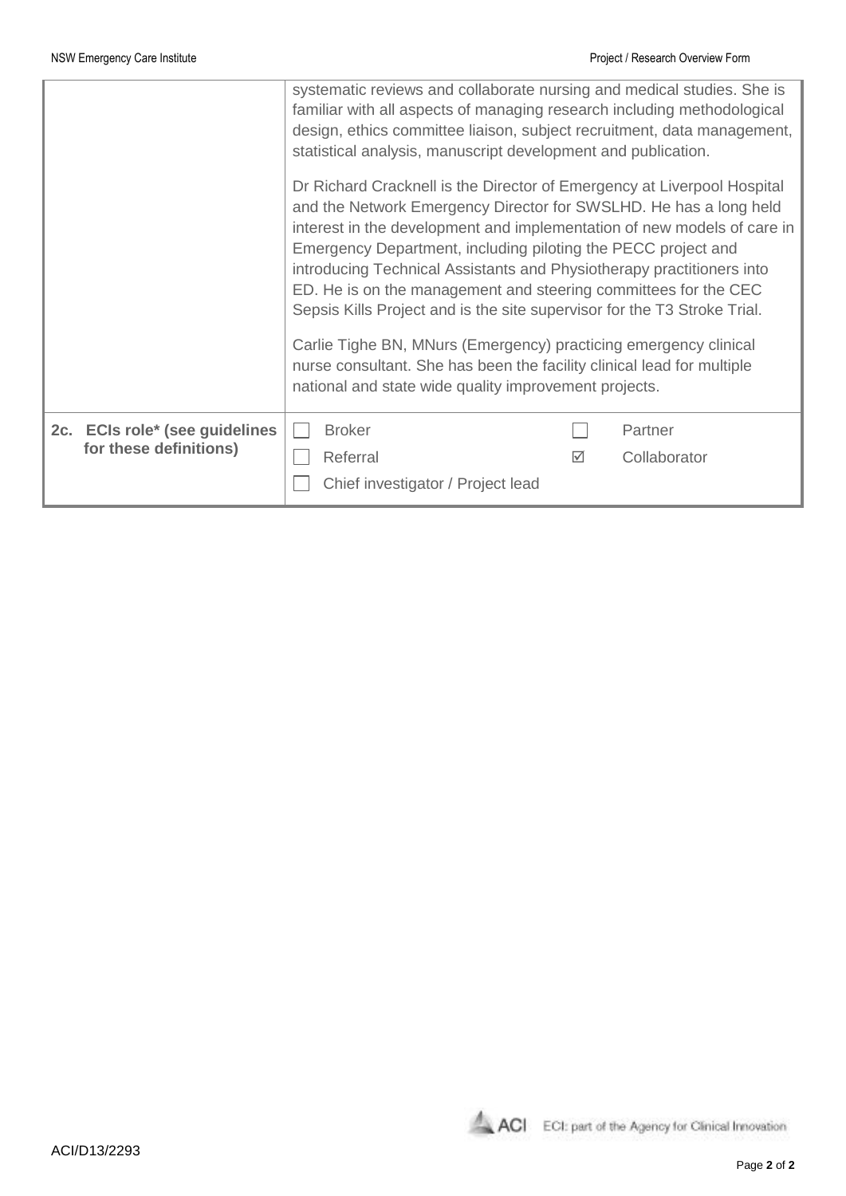| | |
|---|---|
| | systematic reviews and collaborate nursing and medical studies. She is familiar with all aspects of managing research including methodological design, ethics committee liaison, subject recruitment, data management, statistical analysis, manuscript development and publication.<br><br>Dr Richard Cracknell is the Director of Emergency at Liverpool Hospital and the Network Emergency Director for SWSLHD. He has a long held interest in the development and implementation of new models of care in Emergency Department, including piloting the PECC project and introducing Technical Assistants and Physiotherapy practitioners into ED. He is on the management and steering committees for the CEC Sepsis Kills Project and is the site supervisor for the T3 Stroke Trial.<br><br>Carlie Tighe BN, MNurs (Emergency) practicing emergency clinical nurse consultant. She has been the facility clinical lead for multiple national and state wide quality improvement projects. |
| **2c. ECIs role* (see guidelines for these definitions)** | ☐ Broker &nbsp;&nbsp; ☐ Partner<br>☐ Referral &nbsp;&nbsp; ☑ Collaborator<br>☐ Chief investigator / Project lead |

ACI ECI: part of the Agency for Clinical Innovation

ACI/D13/2293